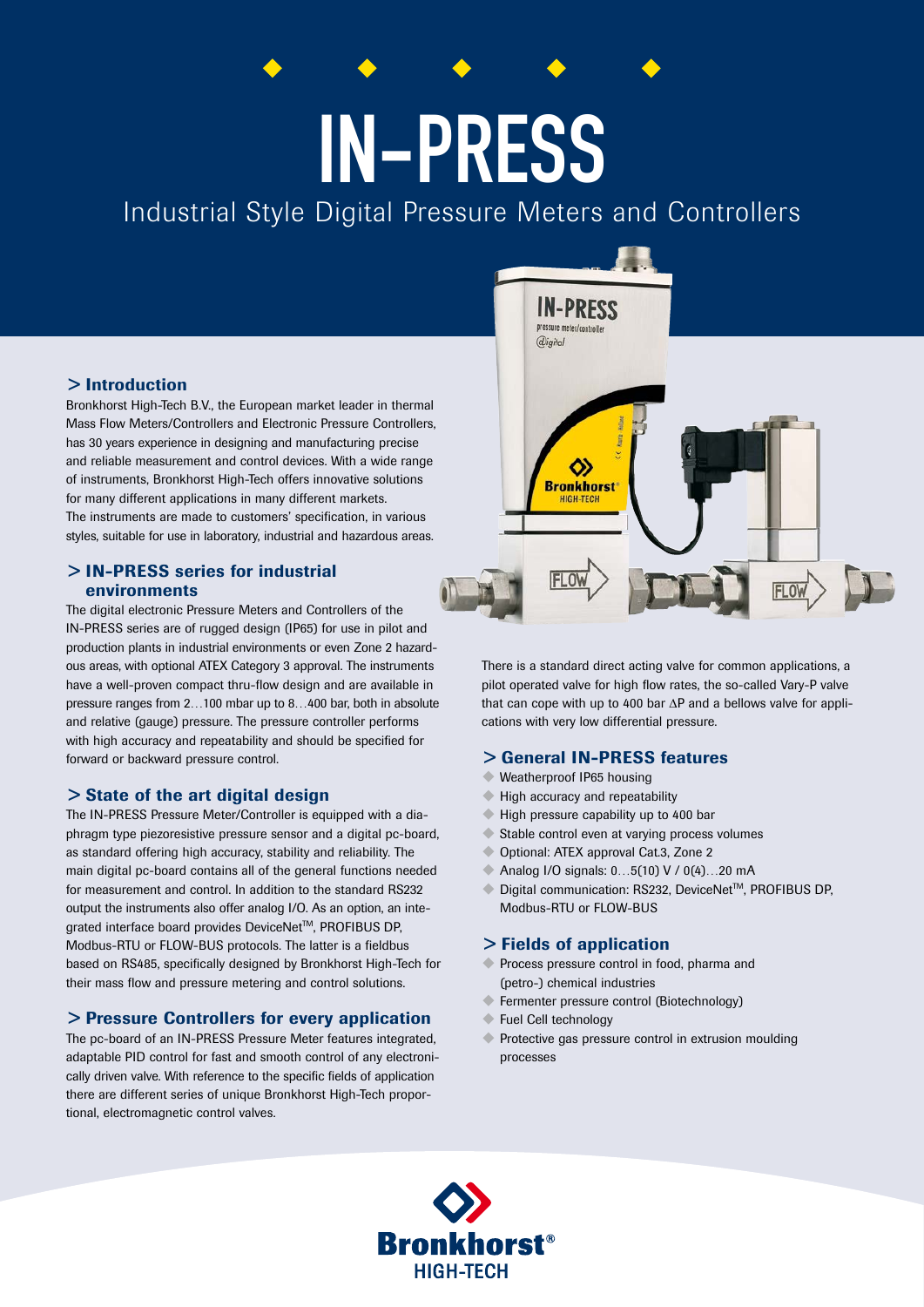# IN-PRESS

## Industrial Style Digital Pressure Meters and Controllers

### > Introduction

Bronkhorst High-Tech B.V., the European market leader in thermal Mass Flow Meters/Controllers and Electronic Pressure Controllers, has 30 years experience in designing and manufacturing precise and reliable measurement and control devices. With a wide range of instruments, Bronkhorst High-Tech offers innovative solutions for many different applications in many different markets. The instruments are made to customers' specification, in various styles, suitable for use in laboratory, industrial and hazardous areas.

### > IN-PRESS series for industrial environments

The digital electronic Pressure Meters and Controllers of the IN-PRESS series are of rugged design (IP65) for use in pilot and production plants in industrial environments or even Zone 2 hazardous areas, with optional ATEX Category 3 approval. The instruments have a well-proven compact thru-flow design and are available in pressure ranges from 2…100 mbar up to 8…400 bar, both in absolute and relative (gauge) pressure. The pressure controller performs with high accuracy and repeatability and should be specified for forward or backward pressure control.

### > State of the art digital design

The IN-PRESS Pressure Meter/Controller is equipped with a diaphragm type piezoresistive pressure sensor and a digital pc-board, as standard offering high accuracy, stability and reliability. The main digital pc-board contains all of the general functions needed for measurement and control. In addition to the standard RS232 output the instruments also offer analog I/O. As an option, an integrated interface board provides DeviceNet™, PROFIBUS DP, Modbus-RTU or FLOW-BUS protocols. The latter is a fieldbus based on RS485, specifically designed by Bronkhorst High-Tech for their mass flow and pressure metering and control solutions.

### > Pressure Controllers for every application

The pc-board of an IN-PRESS Pressure Meter features integrated, adaptable PID control for fast and smooth control of any electronically driven valve. With reference to the specific fields of application there are different series of unique Bronkhorst High-Tech proportional, electromagnetic control valves.

There is a standard direct acting valve for common applications, a pilot operated valve for high flow rates, the so-called Vary-P valve that can cope with up to 400 bar ΔP and a bellows valve for applications with very low differential pressure.

### > General IN-PRESS features

- Weatherproof IP65 housing
- High accuracy and repeatability
- High pressure capability up to 400 bar
- Stable control even at varying process volumes
- Optional: ATEX approval Cat.3, Zone 2
- Analog I/O signals: 0…5(10) V / 0(4)…20 mA
- Digital communication: RS232, DeviceNet™, PROFIBUS DP, Modbus-RTU or FLOW-BUS

### > Fields of application

- Process pressure control in food, pharma and (petro-) chemical industries
- Fermenter pressure control (Biotechnology)
- Fuel Cell technology
- Protective gas pressure control in extrusion moulding processes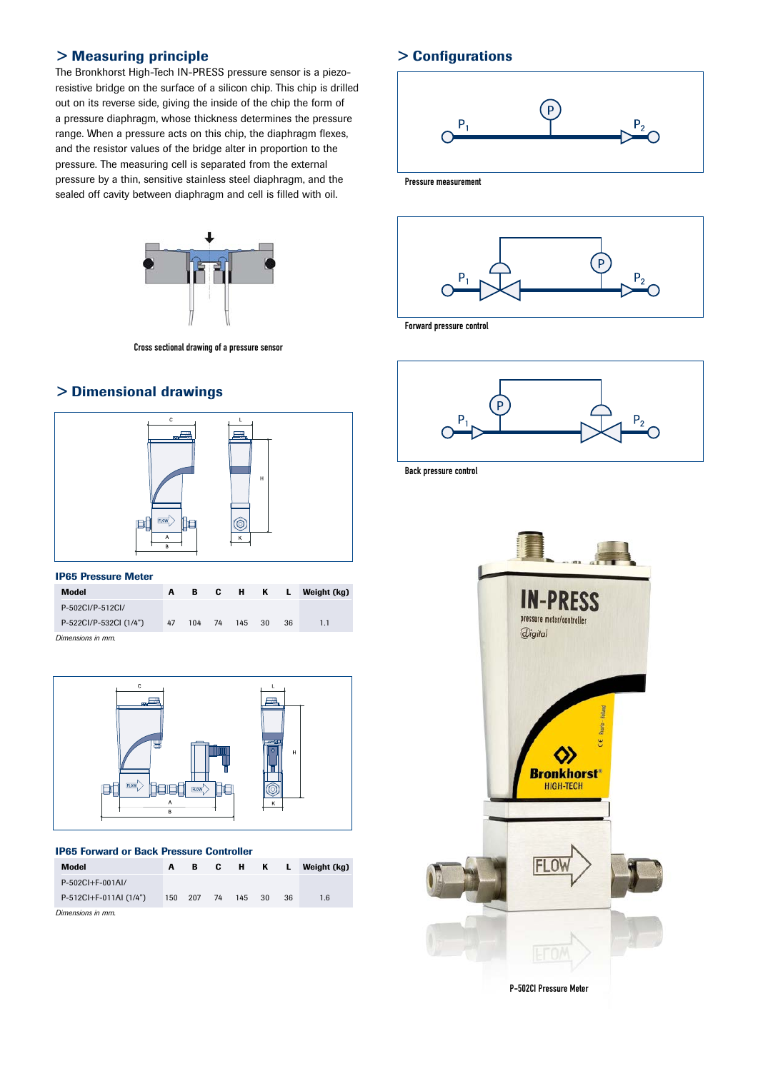## > Measuring principle

The Bronkhorst High-Tech IN-PRESS pressure sensor is a piezo-resistive bridge on the surface of a silicon chip. This chip is drilled out on its reverse side, giving the inside of the chip the form of a pressure diaphragm, whose thickness determines the pressure range. When a pressure acts on this chip, the diaphragm flexes, and the resistor values of the bridge alter in proportion to the pressure. The measuring cell is separated from the external pressure by a thin, sensitive stainless steel diaphragm, and the sealed off cavity between diaphragm and cell is filled with oil.

Cross sectional drawing of a pressure sensor

## > Dimensional drawings

**IP65 Pressure Meter**

| Model | A | B | C | H | K | L | Weight (kg) |
|---|---|---|---|---|---|---|---|
| P-502CI/P-512CI/ P-522CI/P-532CI (1/4") | 47 | 104 | 74 | 145 | 30 | 36 | 1.1 |

*Dimensions in mm.*

**IP65 Forward or Back Pressure Controller**

| Model | A | B | C | H | K | L | Weight (kg) |
|---|---|---|---|---|---|---|---|
| P-502CI+F-001AI/ P-512CI+F-011AI (1/4") | 150 | 207 | 74 | 145 | 30 | 36 | 1.6 |

*Dimensions in mm.*

## > Configurations

Pressure measurement

Forward pressure control

Back pressure control

P-502CI Pressure Meter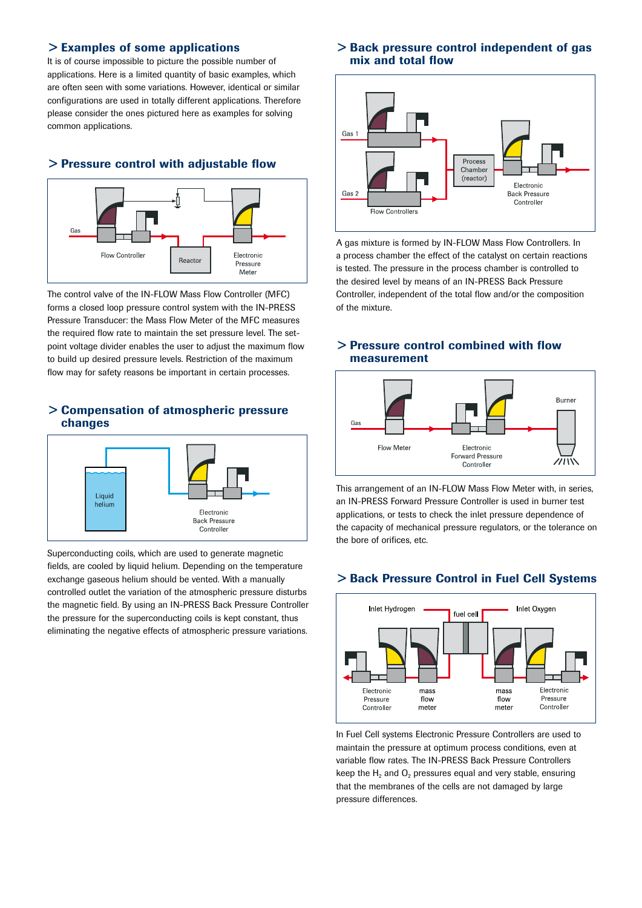## > Examples of some applications

It is of course impossible to picture the possible number of applications. Here is a limited quantity of basic examples, which are often seen with some variations. However, identical or similar configurations are used in totally different applications. Therefore please consider the ones pictured here as examples for solving common applications.

## > Pressure control with adjustable flow

Gas

Flow Controller

Reactor

Electronic Pressure Meter

The control valve of the IN-FLOW Mass Flow Controller (MFC) forms a closed loop pressure control system with the IN-PRESS Pressure Transducer: the Mass Flow Meter of the MFC measures the required flow rate to maintain the set pressure level. The set-point voltage divider enables the user to adjust the maximum flow to build up desired pressure levels. Restriction of the maximum flow may for safety reasons be important in certain processes.

## > Compensation of atmospheric pressure changes

Liquid helium

Electronic Back Pressure Controller

Superconducting coils, which are used to generate magnetic fields, are cooled by liquid helium. Depending on the temperature exchange gaseous helium should be vented. With a manually controlled outlet the variation of the atmospheric pressure disturbs the magnetic field. By using an IN-PRESS Back Pressure Controller the pressure for the superconducting coils is kept constant, thus eliminating the negative effects of atmospheric pressure variations.

## > Back pressure control independent of gas mix and total flow

Gas 1

Gas 2

Flow Controllers

Process Chamber (reactor)

Electronic Back Pressure Controller

A gas mixture is formed by IN-FLOW Mass Flow Controllers. In a process chamber the effect of the catalyst on certain reactions is tested. The pressure in the process chamber is controlled to the desired level by means of an IN-PRESS Back Pressure Controller, independent of the total flow and/or the composition of the mixture.

## > Pressure control combined with flow measurement

Gas

Flow Meter

Electronic Forward Pressure Controller

Burner

This arrangement of an IN-FLOW Mass Flow Meter with, in series, an IN-PRESS Forward Pressure Controller is used in burner test applications, or tests to check the inlet pressure dependence of the capacity of mechanical pressure regulators, or the tolerance on the bore of orifices, etc.

## > Back Pressure Control in Fuel Cell Systems

Inlet Hydrogen

fuel cell

Inlet Oxygen

Electronic Pressure Controller

mass flow meter

mass flow meter

Electronic Pressure Controller

In Fuel Cell systems Electronic Pressure Controllers are used to maintain the pressure at optimum process conditions, even at variable flow rates. The IN-PRESS Back Pressure Controllers keep the $H_2$ and $O_2$ pressures equal and very stable, ensuring that the membranes of the cells are not damaged by large pressure differences.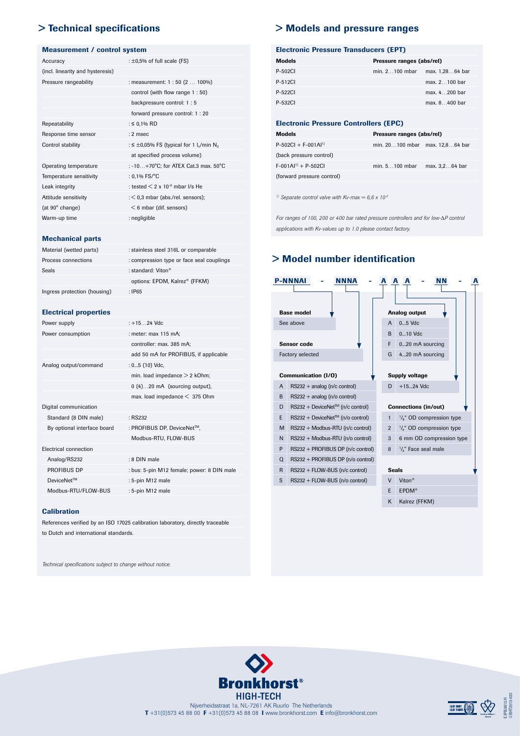## > Technical specifications

### Measurement / control system

| | |
|---|---|
| Accuracy | : ±0,5% of full scale (FS) |
| (incl. linearity and hysteresis) | |
| Pressure rangeability | : measurement: 1 : 50 (2 … 100%) |
| | control (with flow range 1 : 50) |
| | backpressure control: 1 : 5 |
| | forward pressure control: 1 : 20 |
| Repeatability | : ≤ 0,1% RD |
| Response time sensor | : 2 msec |
| Control stability | : ≤ ±0,05% FS (typical for 1 $l_n$/min $N_2$ |
| | at specified process volume) |
| Operating temperature | : -10…+70°C; for ATEX Cat.3 max. 50°C |
| Temperature sensitivity | : 0,1% FS/°C |
| Leak integrity | : tested < 2 x $10^{-9}$ mbar l/s He |
| Attitude sensitivity | : < 0,3 mbar (abs./rel. sensors); |
| (at 90° change) | < 6 mbar (dif. sensors) |
| Warm-up time | : negligible |

### Mechanical parts

| | |
|---|---|
| Material (wetted parts) | : stainless steel 316L or comparable |
| Process connections | : compression type or face seal couplings |
| Seals | : standard: Viton® |
| | options: EPDM, Kalrez® (FFKM) |
| Ingress protection (housing) | : IP65 |

### Electrical properties

| | |
|---|---|
| Power supply | : +15…24 Vdc |
| Power consumption | : meter: max 115 mA; |
| | controller: max. 385 mA; |
| | add 50 mA for PROFIBUS, if applicable |
| Analog output/command | : 0…5 (10) Vdc, |
| | min. load impedance > 2 kOhm; |
| | 0 (4)…20 mA (sourcing output), |
| | max. load impedance < 375 Ohm |
| Digital communication | |
| Standard (8 DIN male) | : RS232 |
| By optional interface board | : PROFIBUS DP, DeviceNet™, |
| | Modbus-RTU, FLOW-BUS |
| Electrical connection | |
| Analog/RS232 | : 8 DIN male |
| PROFIBUS DP | : bus: 5-pin M12 female; power: 8 DIN male |
| DeviceNet™ | : 5-pin M12 male |
| Modbus-RTU/FLOW-BUS | : 5-pin M12 male |

### Calibration

References verified by an ISO 17025 calibration laboratory, directly traceable to Dutch and international standards.

*Technical specifications subject to change without notice.*

## > Models and pressure ranges

### Electronic Pressure Transducers (EPT)

| Models | Pressure ranges (abs/rel) | |
|---|---|---|
| P-502CI | min. 2…100 mbar | max. 1,28…64 bar |
| P-512CI | | max. 2…100 bar |
| P-522CI | | max. 4…200 bar |
| P-532CI | | max. 8…400 bar |

### Electronic Pressure Controllers (EPC)

| Models | Pressure ranges (abs/rel) | |
|---|---|---|
| P-502CI + F-001AI[1] | min. 20…100 mbar | max. 12,8…64 bar |
| (back pressure control) | | |
| F-001AI[1] + P-502CI | min. 5…100 mbar | max. 3,2…64 bar |
| (forward pressure control) | | |

*[1] Separate control valve with Kv-max = 6,6 x $10^{-2}$*

*For ranges of 100, 200 or 400 bar rated pressure controllers and for low-ΔP control applications with Kv-values up to 1.0 please contact factory.*

## > Model number identification

**P-NNNAI - NNNA - A A A - NN - A**

**Base model**
See above

**Sensor code**
Factory selected

**Communication (I/O)**

| | |
|---|---|
| A | RS232 + analog (n/c control) |
| B | RS232 + analog (n/o control) |
| D | RS232 + DeviceNet™ (n/c control) |
| E | RS232 + DeviceNet™ (n/o control) |
| M | RS232 + Modbus-RTU (n/c control) |
| N | RS232 + Modbus-RTU (n/o control) |
| P | RS232 + PROFIBUS DP (n/c control) |
| Q | RS232 + PROFIBUS DP (n/o control) |
| R | RS232 + FLOW-BUS (n/c control) |
| S | RS232 + FLOW-BUS (n/o control) |

**Analog output**

| | |
|---|---|
| A | 0…5 Vdc |
| B | 0…10 Vdc |
| F | 0…20 mA sourcing |
| G | 4…20 mA sourcing |

**Supply voltage**

| | |
|---|---|
| D | +15…24 Vdc |

**Connections (in/out)**

| | |
|---|---|
| 1 | 1/8" OD compression type |
| 2 | 1/4" OD compression type |
| 3 | 6 mm OD compression type |
| 8 | 1/4" Face seal male |

**Seals**

| | |
|---|---|
| V | Viton® |
| E | EPDM® |
| K | Kalrez (FFKM) |

**Bronkhorst® HIGH-TECH**
Nijverheidsstraat 1a, NL-7261 AK Ruurlo The Netherlands
**T** +31(0)573 45 88 00 **F** +31(0)573 45 88 08 **I** www.bronkhorst.com **E** info@bronkhorst.com